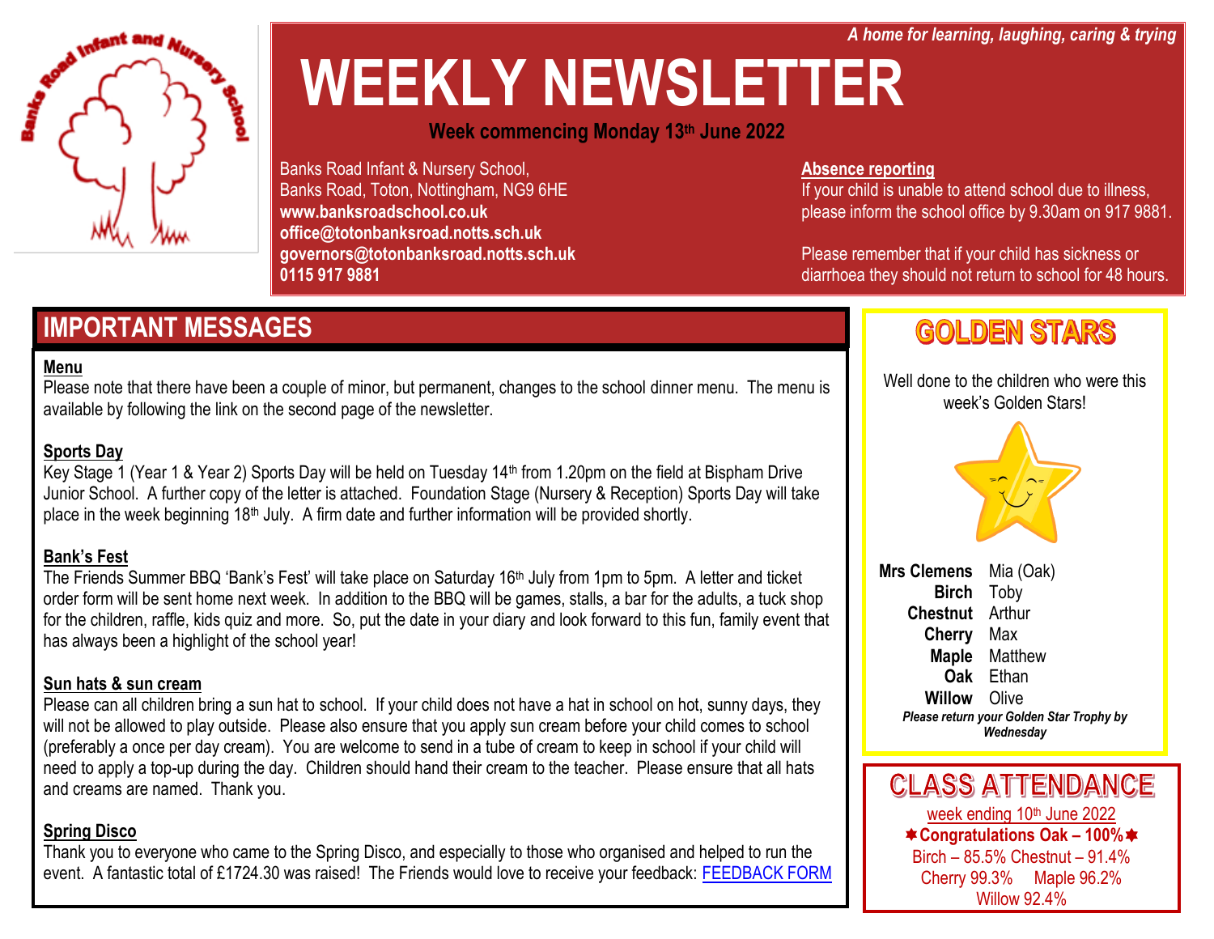*A home for learning, laughing, caring & trying*

# WEEKLY NEWSLETTER

**Week commencing Monday 13th June 2022**

Banks Road Infant & Nursery School,
Banks Road, Toton, Nottingham, NG9 6HE
**www.banksroadschool.co.uk**
**office@totonbanksroad.notts.sch.uk**
**governors@totonbanksroad.notts.sch.uk**
**0115 917 9881**

**Absence reporting**
If your child is unable to attend school due to illness, please inform the school office by 9.30am on 917 9881.

Please remember that if your child has sickness or diarrhoea they should not return to school for 48 hours.

## IMPORTANT MESSAGES

**Menu**
Please note that there have been a couple of minor, but permanent, changes to the school dinner menu. The menu is available by following the link on the second page of the newsletter.

**Sports Day**
Key Stage 1 (Year 1 & Year 2) Sports Day will be held on Tuesday 14th from 1.20pm on the field at Bispham Drive Junior School. A further copy of the letter is attached. Foundation Stage (Nursery & Reception) Sports Day will take place in the week beginning 18th July. A firm date and further information will be provided shortly.

**Bank's Fest**
The Friends Summer BBQ 'Bank's Fest' will take place on Saturday 16th July from 1pm to 5pm. A letter and ticket order form will be sent home next week. In addition to the BBQ will be games, stalls, a bar for the adults, a tuck shop for the children, raffle, kids quiz and more. So, put the date in your diary and look forward to this fun, family event that has always been a highlight of the school year!

**Sun hats & sun cream**
Please can all children bring a sun hat to school. If your child does not have a hat in school on hot, sunny days, they will not be allowed to play outside. Please also ensure that you apply sun cream before your child comes to school (preferably a once per day cream). You are welcome to send in a tube of cream to keep in school if your child will need to apply a top-up during the day. Children should hand their cream to the teacher. Please ensure that all hats and creams are named. Thank you.

**Spring Disco**
Thank you to everyone who came to the Spring Disco, and especially to those who organised and helped to run the event. A fantastic total of £1724.30 was raised! The Friends would love to receive your feedback: FEEDBACK FORM

## GOLDEN STARS

Well done to the children who were this week's Golden Stars!

| | |
|---|---|
| **Mrs Clemens** | Mia (Oak) |
| **Birch** | Toby |
| **Chestnut** | Arthur |
| **Cherry** | Max |
| **Maple** | Matthew |
| **Oak** | Ethan |
| **Willow** | Olive |

***Please return your Golden Star Trophy by Wednesday***

## CLASS ATTENDANCE

week ending 10th June 2022

**Congratulations Oak – 100%**

Birch – 85.5% Chestnut – 91.4%
Cherry 99.3% Maple 96.2%
Willow 92.4%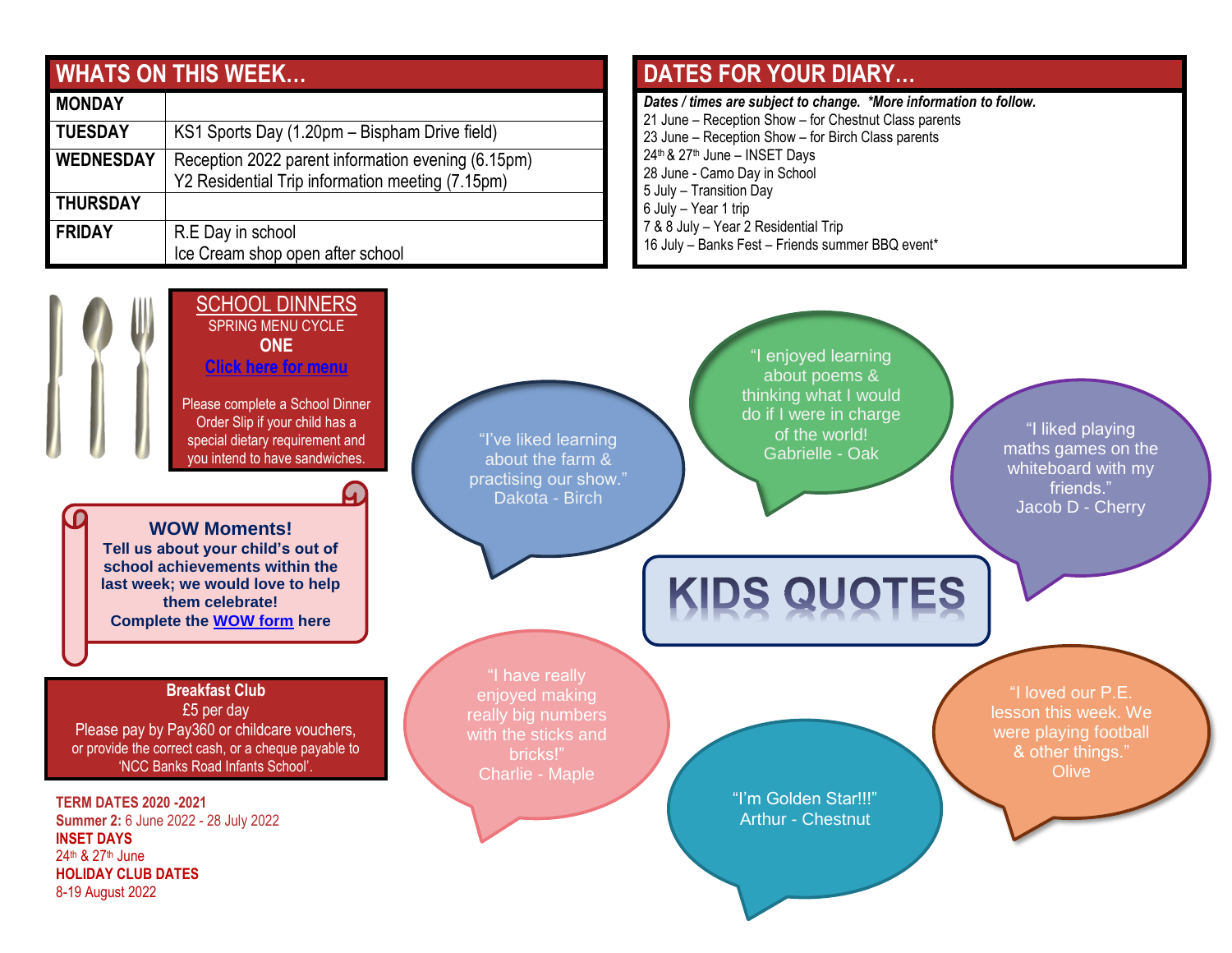## WHATS ON THIS WEEK...

| | |
|---|---|
| **MONDAY** | |
| **TUESDAY** | KS1 Sports Day (1.20pm – Bispham Drive field) |
| **WEDNESDAY** | Reception 2022 parent information evening (6.15pm)<br>Y2 Residential Trip information meeting (7.15pm) |
| **THURSDAY** | |
| **FRIDAY** | R.E Day in school<br>Ice Cream shop open after school |

## DATES FOR YOUR DIARY...

***Dates / times are subject to change. *More information to follow.***

21 June – Reception Show – for Chestnut Class parents
23 June – Reception Show – for Birch Class parents
24th & 27th June – INSET Days
28 June - Camo Day in School
5 July – Transition Day
6 July – Year 1 trip
7 & 8 July – Year 2 Residential Trip
16 July – Banks Fest – Friends summer BBQ event*

## SCHOOL DINNERS

SPRING MENU CYCLE

**ONE**

**Click here for menu**

Please complete a School Dinner Order Slip if your child has a special dietary requirement and you intend to have sandwiches.

**WOW Moments!**

**Tell us about your child's out of school achievements within the last week; we would love to help them celebrate!**

**Complete the WOW form here**

**Breakfast Club**

£5 per day

Please pay by Pay360 or childcare vouchers, or provide the correct cash, or a cheque payable to 'NCC Banks Road Infants School'.

**TERM DATES 2020 -2021**

**Summer 2:** 6 June 2022 - 28 July 2022

**INSET DAYS**

24th & 27th June

**HOLIDAY CLUB DATES**

8-19 August 2022

## KIDS QUOTES

"I've liked learning about the farm & practising our show."
Dakota - Birch

"I enjoyed learning about poems & thinking what I would do if I were in charge of the world!
Gabrielle - Oak

"I liked playing maths games on the whiteboard with my friends."
Jacob D - Cherry

"I have really enjoyed making really big numbers with the sticks and bricks!"
Charlie - Maple

"I'm Golden Star!!!"
Arthur - Chestnut

"I loved our P.E. lesson this week. We were playing football & other things."
Olive